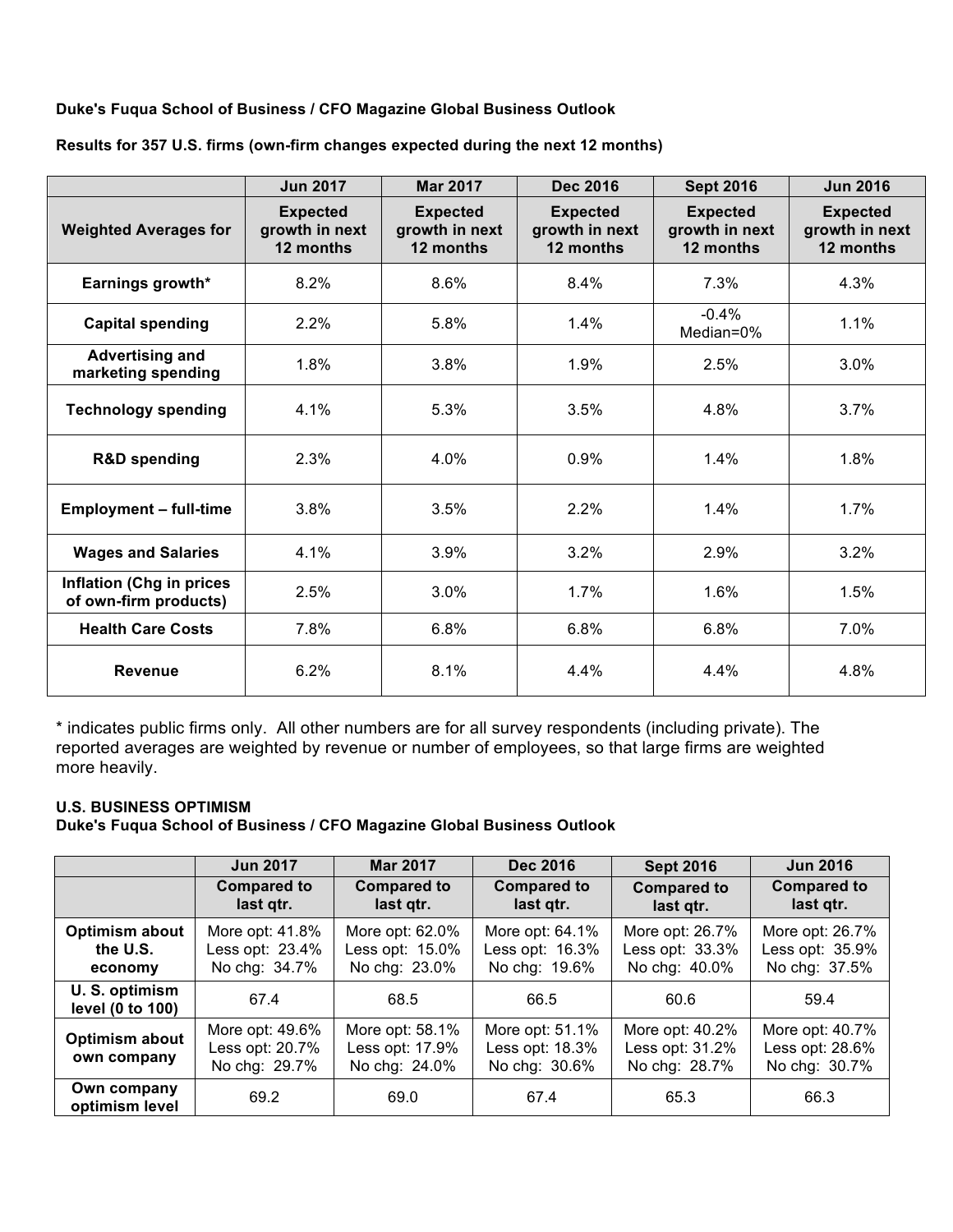**Duke's Fuqua School of Business / CFO Magazine Global Business Outlook**

**Results for 357 U.S. firms (own-firm changes expected during the next 12 months)**

| | Jun 2017 | Mar 2017 | Dec 2016 | Sept 2016 | Jun 2016 |
|---|---|---|---|---|---|
| **Weighted Averages for** | **Expected growth in next 12 months** | **Expected growth in next 12 months** | **Expected growth in next 12 months** | **Expected growth in next 12 months** | **Expected growth in next 12 months** |
| **Earnings growth*** | 8.2% | 8.6% | 8.4% | 7.3% | 4.3% |
| **Capital spending** | 2.2% | 5.8% | 1.4% | -0.4% Median=0% | 1.1% |
| **Advertising and marketing spending** | 1.8% | 3.8% | 1.9% | 2.5% | 3.0% |
| **Technology spending** | 4.1% | 5.3% | 3.5% | 4.8% | 3.7% |
| **R&D spending** | 2.3% | 4.0% | 0.9% | 1.4% | 1.8% |
| **Employment – full-time** | 3.8% | 3.5% | 2.2% | 1.4% | 1.7% |
| **Wages and Salaries** | 4.1% | 3.9% | 3.2% | 2.9% | 3.2% |
| **Inflation (Chg in prices of own-firm products)** | 2.5% | 3.0% | 1.7% | 1.6% | 1.5% |
| **Health Care Costs** | 7.8% | 6.8% | 6.8% | 6.8% | 7.0% |
| **Revenue** | 6.2% | 8.1% | 4.4% | 4.4% | 4.8% |

* indicates public firms only. All other numbers are for all survey respondents (including private). The reported averages are weighted by revenue or number of employees, so that large firms are weighted more heavily.

**U.S. BUSINESS OPTIMISM**
**Duke's Fuqua School of Business / CFO Magazine Global Business Outlook**

| | Jun 2017 | Mar 2017 | Dec 2016 | Sept 2016 | Jun 2016 |
|---|---|---|---|---|---|
| | **Compared to last qtr.** | **Compared to last qtr.** | **Compared to last qtr.** | **Compared to last qtr.** | **Compared to last qtr.** |
| **Optimism about the U.S. economy** | More opt: 41.8% Less opt: 23.4% No chg: 34.7% | More opt: 62.0% Less opt: 15.0% No chg: 23.0% | More opt: 64.1% Less opt: 16.3% No chg: 19.6% | More opt: 26.7% Less opt: 33.3% No chg: 40.0% | More opt: 26.7% Less opt: 35.9% No chg: 37.5% |
| **U. S. optimism level (0 to 100)** | 67.4 | 68.5 | 66.5 | 60.6 | 59.4 |
| **Optimism about own company** | More opt: 49.6% Less opt: 20.7% No chg: 29.7% | More opt: 58.1% Less opt: 17.9% No chg: 24.0% | More opt: 51.1% Less opt: 18.3% No chg: 30.6% | More opt: 40.2% Less opt: 31.2% No chg: 28.7% | More opt: 40.7% Less opt: 28.6% No chg: 30.7% |
| **Own company optimism level** | 69.2 | 69.0 | 67.4 | 65.3 | 66.3 |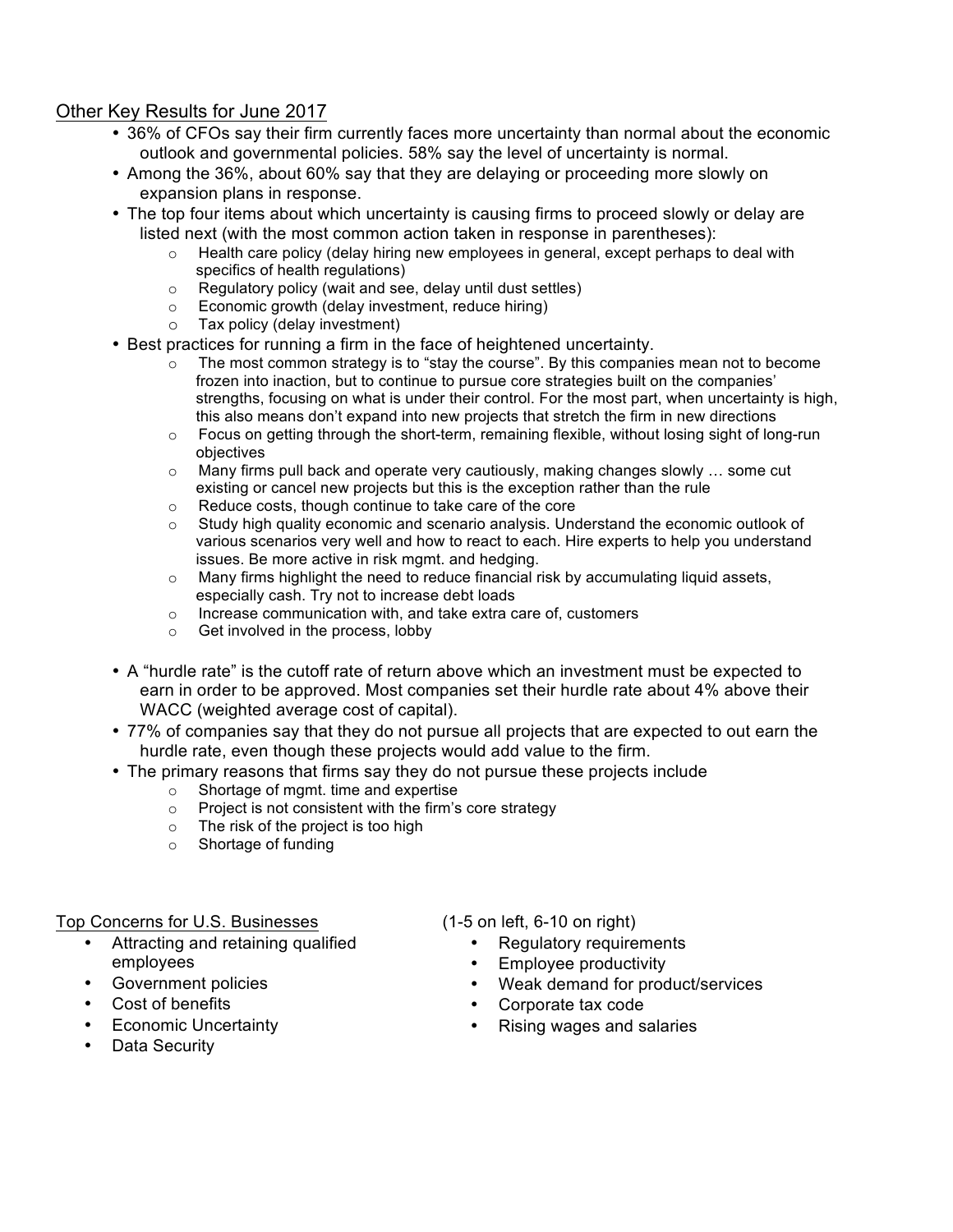Other Key Results for June 2017

- 36% of CFOs say their firm currently faces more uncertainty than normal about the economic outlook and governmental policies. 58% say the level of uncertainty is normal.
- Among the 36%, about 60% say that they are delaying or proceeding more slowly on expansion plans in response.
- The top four items about which uncertainty is causing firms to proceed slowly or delay are listed next (with the most common action taken in response in parentheses):
  - Health care policy (delay hiring new employees in general, except perhaps to deal with specifics of health regulations)
  - Regulatory policy (wait and see, delay until dust settles)
  - Economic growth (delay investment, reduce hiring)
  - Tax policy (delay investment)
- Best practices for running a firm in the face of heightened uncertainty.
  - The most common strategy is to "stay the course". By this companies mean not to become frozen into inaction, but to continue to pursue core strategies built on the companies' strengths, focusing on what is under their control. For the most part, when uncertainty is high, this also means don't expand into new projects that stretch the firm in new directions
  - Focus on getting through the short-term, remaining flexible, without losing sight of long-run objectives
  - Many firms pull back and operate very cautiously, making changes slowly … some cut existing or cancel new projects but this is the exception rather than the rule
  - Reduce costs, though continue to take care of the core
  - Study high quality economic and scenario analysis. Understand the economic outlook of various scenarios very well and how to react to each. Hire experts to help you understand issues. Be more active in risk mgmt. and hedging.
  - Many firms highlight the need to reduce financial risk by accumulating liquid assets, especially cash. Try not to increase debt loads
  - Increase communication with, and take extra care of, customers
  - Get involved in the process, lobby
- A "hurdle rate" is the cutoff rate of return above which an investment must be expected to earn in order to be approved. Most companies set their hurdle rate about 4% above their WACC (weighted average cost of capital).
- 77% of companies say that they do not pursue all projects that are expected to out earn the hurdle rate, even though these projects would add value to the firm.
- The primary reasons that firms say they do not pursue these projects include
  - Shortage of mgmt. time and expertise
  - Project is not consistent with the firm's core strategy
  - The risk of the project is too high
  - Shortage of funding

Top Concerns for U.S. Businesses (1-5 on left, 6-10 on right)

- Attracting and retaining qualified employees
- Government policies
- Cost of benefits
- Economic Uncertainty
- Data Security
- Regulatory requirements
- Employee productivity
- Weak demand for product/services
- Corporate tax code
- Rising wages and salaries